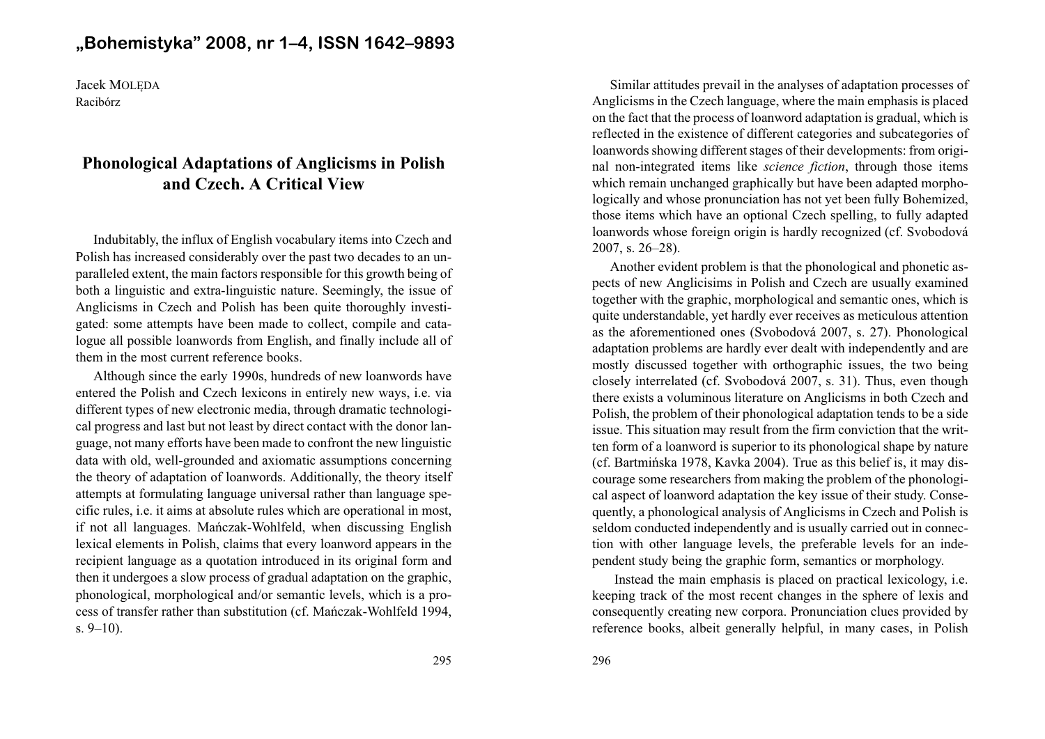Jacek MOLĘDA
Racibórz

# Phonological Adaptations of Anglicisms in Polish and Czech. A Critical View

Indubitably, the influx of English vocabulary items into Czech and Polish has increased considerably over the past two decades to an unparalleled extent, the main factors responsible for this growth being of both a linguistic and extra-linguistic nature. Seemingly, the issue of Anglicisms in Czech and Polish has been quite thoroughly investigated: some attempts have been made to collect, compile and catalogue all possible loanwords from English, and finally include all of them in the most current reference books.

Although since the early 1990s, hundreds of new loanwords have entered the Polish and Czech lexicons in entirely new ways, i.e. via different types of new electronic media, through dramatic technological progress and last but not least by direct contact with the donor language, not many efforts have been made to confront the new linguistic data with old, well-grounded and axiomatic assumptions concerning the theory of adaptation of loanwords. Additionally, the theory itself attempts at formulating language universal rather than language specific rules, i.e. it aims at absolute rules which are operational in most, if not all languages. Mańczak-Wohlfeld, when discussing English lexical elements in Polish, claims that every loanword appears in the recipient language as a quotation introduced in its original form and then it undergoes a slow process of gradual adaptation on the graphic, phonological, morphological and/or semantic levels, which is a process of transfer rather than substitution (cf. Mańczak-Wohlfeld 1994, s. 9–10).

Similar attitudes prevail in the analyses of adaptation processes of Anglicisms in the Czech language, where the main emphasis is placed on the fact that the process of loanword adaptation is gradual, which is reflected in the existence of different categories and subcategories of loanwords showing different stages of their developments: from original non-integrated items like *science fiction*, through those items which remain unchanged graphically but have been adapted morphologically and whose pronunciation has not yet been fully Bohemized, those items which have an optional Czech spelling, to fully adapted loanwords whose foreign origin is hardly recognized (cf. Svobodová 2007, s. 26–28).

Another evident problem is that the phonological and phonetic aspects of new Anglicisims in Polish and Czech are usually examined together with the graphic, morphological and semantic ones, which is quite understandable, yet hardly ever receives as meticulous attention as the aforementioned ones (Svobodová 2007, s. 27). Phonological adaptation problems are hardly ever dealt with independently and are mostly discussed together with orthographic issues, the two being closely interrelated (cf. Svobodová 2007, s. 31). Thus, even though there exists a voluminous literature on Anglicisms in both Czech and Polish, the problem of their phonological adaptation tends to be a side issue. This situation may result from the firm conviction that the written form of a loanword is superior to its phonological shape by nature (cf. Bartmińska 1978, Kavka 2004). True as this belief is, it may discourage some researchers from making the problem of the phonological aspect of loanword adaptation the key issue of their study. Consequently, a phonological analysis of Anglicisms in Czech and Polish is seldom conducted independently and is usually carried out in connection with other language levels, the preferable levels for an independent study being the graphic form, semantics or morphology.

Instead the main emphasis is placed on practical lexicology, i.e. keeping track of the most recent changes in the sphere of lexis and consequently creating new corpora. Pronunciation clues provided by reference books, albeit generally helpful, in many cases, in Polish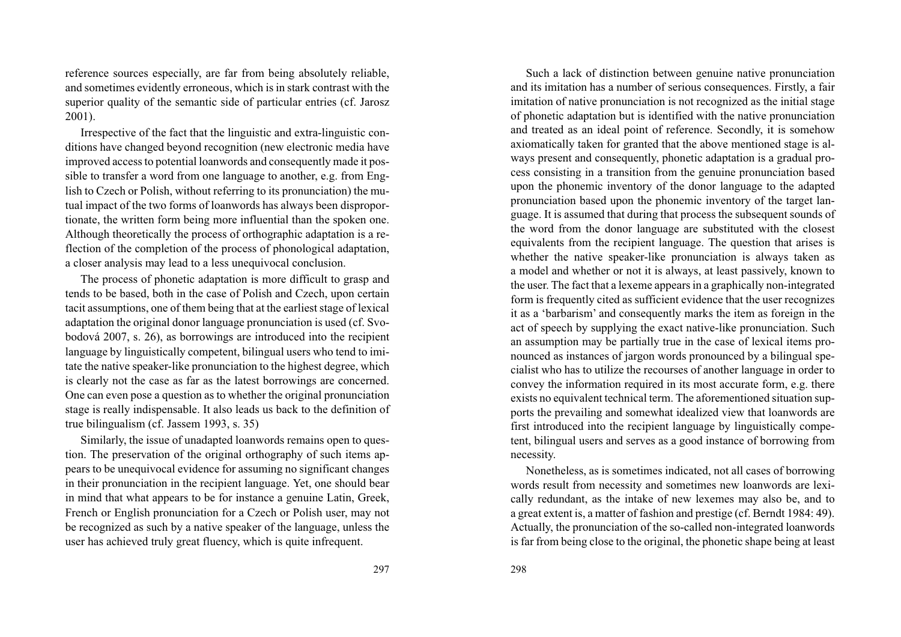reference sources especially, are far from being absolutely reliable, and sometimes evidently erroneous, which is in stark contrast with the superior quality of the semantic side of particular entries (cf. Jarosz 2001).

Irrespective of the fact that the linguistic and extra-linguistic conditions have changed beyond recognition (new electronic media have improved access to potential loanwords and consequently made it possible to transfer a word from one language to another, e.g. from English to Czech or Polish, without referring to its pronunciation) the mutual impact of the two forms of loanwords has always been disproportionate, the written form being more influential than the spoken one. Although theoretically the process of orthographic adaptation is a reflection of the completion of the process of phonological adaptation, a closer analysis may lead to a less unequivocal conclusion.

The process of phonetic adaptation is more difficult to grasp and tends to be based, both in the case of Polish and Czech, upon certain tacit assumptions, one of them being that at the earliest stage of lexical adaptation the original donor language pronunciation is used (cf. Svobodová 2007, s. 26), as borrowings are introduced into the recipient language by linguistically competent, bilingual users who tend to imitate the native speaker-like pronunciation to the highest degree, which is clearly not the case as far as the latest borrowings are concerned. One can even pose a question as to whether the original pronunciation stage is really indispensable. It also leads us back to the definition of true bilingualism (cf. Jassem 1993, s. 35)

Similarly, the issue of unadapted loanwords remains open to question. The preservation of the original orthography of such items appears to be unequivocal evidence for assuming no significant changes in their pronunciation in the recipient language. Yet, one should bear in mind that what appears to be for instance a genuine Latin, Greek, French or English pronunciation for a Czech or Polish user, may not be recognized as such by a native speaker of the language, unless the user has achieved truly great fluency, which is quite infrequent.

Such a lack of distinction between genuine native pronunciation and its imitation has a number of serious consequences. Firstly, a fair imitation of native pronunciation is not recognized as the initial stage of phonetic adaptation but is identified with the native pronunciation and treated as an ideal point of reference. Secondly, it is somehow axiomatically taken for granted that the above mentioned stage is always present and consequently, phonetic adaptation is a gradual process consisting in a transition from the genuine pronunciation based upon the phonemic inventory of the donor language to the adapted pronunciation based upon the phonemic inventory of the target language. It is assumed that during that process the subsequent sounds of the word from the donor language are substituted with the closest equivalents from the recipient language. The question that arises is whether the native speaker-like pronunciation is always taken as a model and whether or not it is always, at least passively, known to the user. The fact that a lexeme appears in a graphically non-integrated form is frequently cited as sufficient evidence that the user recognizes it as a 'barbarism' and consequently marks the item as foreign in the act of speech by supplying the exact native-like pronunciation. Such an assumption may be partially true in the case of lexical items pronounced as instances of jargon words pronounced by a bilingual specialist who has to utilize the recourses of another language in order to convey the information required in its most accurate form, e.g. there exists no equivalent technical term. The aforementioned situation supports the prevailing and somewhat idealized view that loanwords are first introduced into the recipient language by linguistically competent, bilingual users and serves as a good instance of borrowing from necessity.

Nonetheless, as is sometimes indicated, not all cases of borrowing words result from necessity and sometimes new loanwords are lexically redundant, as the intake of new lexemes may also be, and to a great extent is, a matter of fashion and prestige (cf. Berndt 1984: 49). Actually, the pronunciation of the so-called non-integrated loanwords is far from being close to the original, the phonetic shape being at least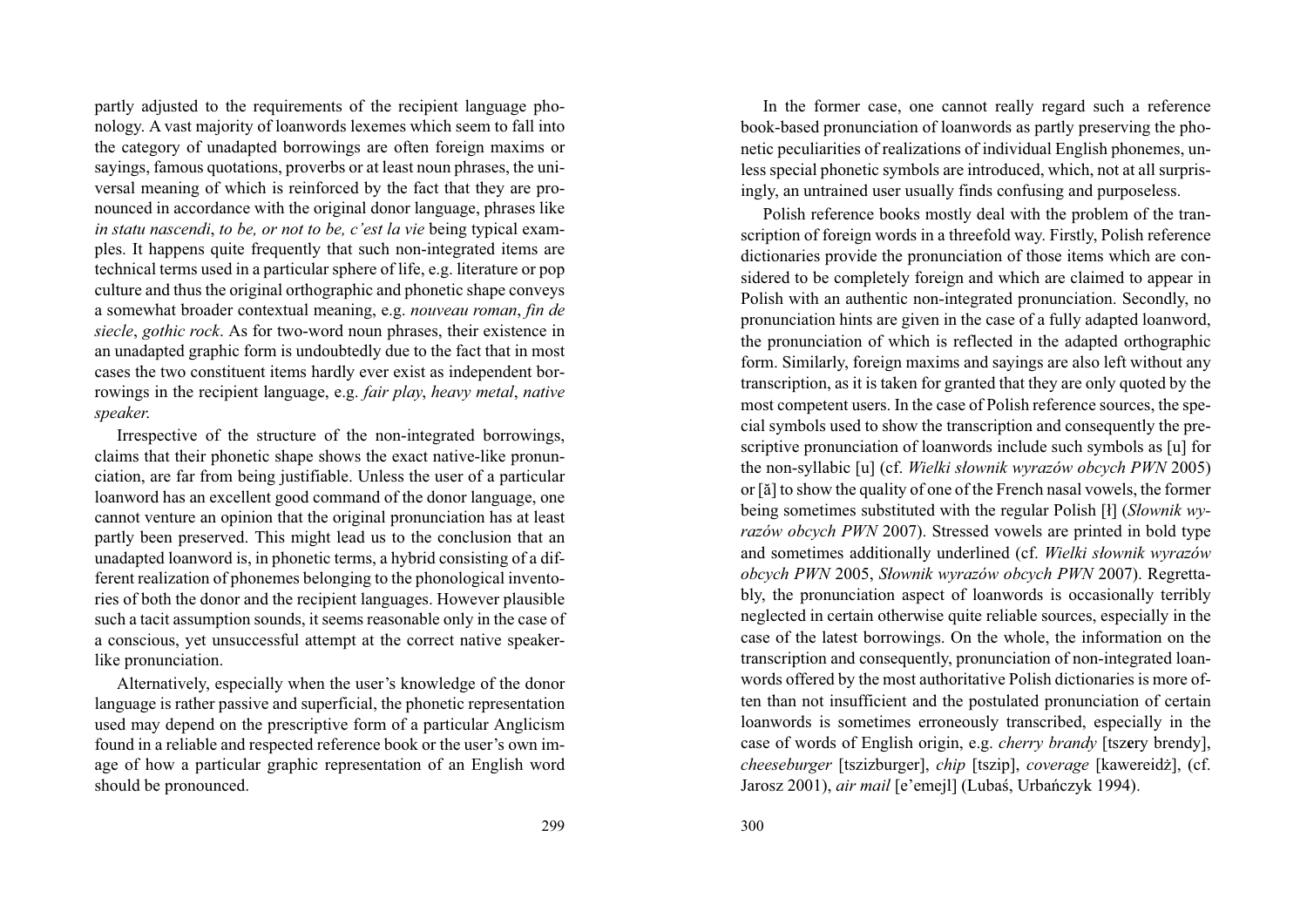partly adjusted to the requirements of the recipient language phonology. A vast majority of loanwords lexemes which seem to fall into the category of unadapted borrowings are often foreign maxims or sayings, famous quotations, proverbs or at least noun phrases, the universal meaning of which is reinforced by the fact that they are pronounced in accordance with the original donor language, phrases like *in statu nascendi*, *to be, or not to be, c'est la vie* being typical examples. It happens quite frequently that such non-integrated items are technical terms used in a particular sphere of life, e.g. literature or pop culture and thus the original orthographic and phonetic shape conveys a somewhat broader contextual meaning, e.g. *nouveau roman*, *fin de siecle*, *gothic rock*. As for two-word noun phrases, their existence in an unadapted graphic form is undoubtedly due to the fact that in most cases the two constituent items hardly ever exist as independent borrowings in the recipient language, e.g. *fair play*, *heavy metal*, *native speaker.*

Irrespective of the structure of the non-integrated borrowings, claims that their phonetic shape shows the exact native-like pronunciation, are far from being justifiable. Unless the user of a particular loanword has an excellent good command of the donor language, one cannot venture an opinion that the original pronunciation has at least partly been preserved. This might lead us to the conclusion that an unadapted loanword is, in phonetic terms, a hybrid consisting of a different realization of phonemes belonging to the phonological inventories of both the donor and the recipient languages. However plausible such a tacit assumption sounds, it seems reasonable only in the case of a conscious, yet unsuccessful attempt at the correct native speaker-like pronunciation.

Alternatively, especially when the user's knowledge of the donor language is rather passive and superficial, the phonetic representation used may depend on the prescriptive form of a particular Anglicism found in a reliable and respected reference book or the user's own image of how a particular graphic representation of an English word should be pronounced.

In the former case, one cannot really regard such a reference book-based pronunciation of loanwords as partly preserving the phonetic peculiarities of realizations of individual English phonemes, unless special phonetic symbols are introduced, which, not at all surprisingly, an untrained user usually finds confusing and purposeless.

Polish reference books mostly deal with the problem of the transcription of foreign words in a threefold way. Firstly, Polish reference dictionaries provide the pronunciation of those items which are considered to be completely foreign and which are claimed to appear in Polish with an authentic non-integrated pronunciation. Secondly, no pronunciation hints are given in the case of a fully adapted loanword, the pronunciation of which is reflected in the adapted orthographic form. Similarly, foreign maxims and sayings are also left without any transcription, as it is taken for granted that they are only quoted by the most competent users. In the case of Polish reference sources, the special symbols used to show the transcription and consequently the prescriptive pronunciation of loanwords include such symbols as [u] for the non-syllabic [u] (cf. *Wielki słownik wyrazów obcych PWN* 2005) or [ă] to show the quality of one of the French nasal vowels, the former being sometimes substituted with the regular Polish [ł] (*Słownik wyrazów obcych PWN* 2007). Stressed vowels are printed in bold type and sometimes additionally underlined (cf. *Wielki słownik wyrazów obcych PWN* 2005, *Słownik wyrazów obcych PWN* 2007). Regrettably, the pronunciation aspect of loanwords is occasionally terribly neglected in certain otherwise quite reliable sources, especially in the case of the latest borrowings. On the whole, the information on the transcription and consequently, pronunciation of non-integrated loanwords offered by the most authoritative Polish dictionaries is more often than not insufficient and the postulated pronunciation of certain loanwords is sometimes erroneously transcribed, especially in the case of words of English origin, e.g. *cherry brandy* [tsz**e**ry brendy], *cheeseburger* [tszizburger], *chip* [tszip], *coverage* [kawereidż], (cf. Jarosz 2001), *air mail* [e'emejl] (Lubaś, Urbańczyk 1994).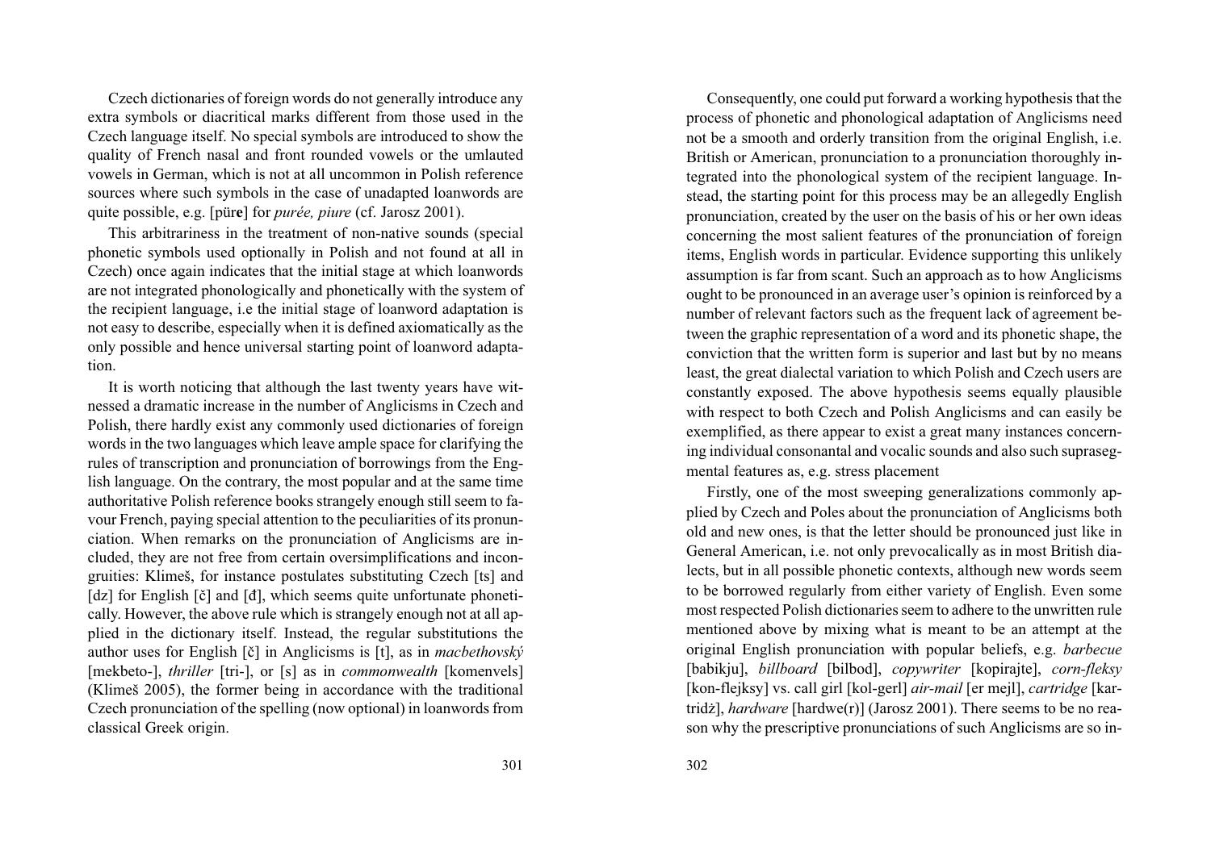Czech dictionaries of foreign words do not generally introduce any extra symbols or diacritical marks different from those used in the Czech language itself. No special symbols are introduced to show the quality of French nasal and front rounded vowels or the umlauted vowels in German, which is not at all uncommon in Polish reference sources where such symbols in the case of unadapted loanwords are quite possible, e.g. [pür**e**] for *purée, piure* (cf. Jarosz 2001).

This arbitrariness in the treatment of non-native sounds (special phonetic symbols used optionally in Polish and not found at all in Czech) once again indicates that the initial stage at which loanwords are not integrated phonologically and phonetically with the system of the recipient language, i.e the initial stage of loanword adaptation is not easy to describe, especially when it is defined axiomatically as the only possible and hence universal starting point of loanword adaptation.

It is worth noticing that although the last twenty years have witnessed a dramatic increase in the number of Anglicisms in Czech and Polish, there hardly exist any commonly used dictionaries of foreign words in the two languages which leave ample space for clarifying the rules of transcription and pronunciation of borrowings from the English language. On the contrary, the most popular and at the same time authoritative Polish reference books strangely enough still seem to favour French, paying special attention to the peculiarities of its pronunciation. When remarks on the pronunciation of Anglicisms are included, they are not free from certain oversimplifications and incongruities: Klimeš, for instance postulates substituting Czech [ts] and [dz] for English [č] and [đ], which seems quite unfortunate phonetically. However, the above rule which is strangely enough not at all applied in the dictionary itself. Instead, the regular substitutions the author uses for English [č] in Anglicisms is [t], as in *macbethovský* [mekbeto-], *thriller* [tri-], or [s] as in *commonwealth* [komenvels] (Klimeš 2005), the former being in accordance with the traditional Czech pronunciation of the spelling (now optional) in loanwords from classical Greek origin.

Consequently, one could put forward a working hypothesis that the process of phonetic and phonological adaptation of Anglicisms need not be a smooth and orderly transition from the original English, i.e. British or American, pronunciation to a pronunciation thoroughly integrated into the phonological system of the recipient language. Instead, the starting point for this process may be an allegedly English pronunciation, created by the user on the basis of his or her own ideas concerning the most salient features of the pronunciation of foreign items, English words in particular. Evidence supporting this unlikely assumption is far from scant. Such an approach as to how Anglicisms ought to be pronounced in an average user's opinion is reinforced by a number of relevant factors such as the frequent lack of agreement between the graphic representation of a word and its phonetic shape, the conviction that the written form is superior and last but by no means least, the great dialectal variation to which Polish and Czech users are constantly exposed. The above hypothesis seems equally plausible with respect to both Czech and Polish Anglicisms and can easily be exemplified, as there appear to exist a great many instances concerning individual consonantal and vocalic sounds and also such suprasegmental features as, e.g. stress placement

Firstly, one of the most sweeping generalizations commonly applied by Czech and Poles about the pronunciation of Anglicisms both old and new ones, is that the letter should be pronounced just like in General American, i.e. not only prevocalically as in most British dialects, but in all possible phonetic contexts, although new words seem to be borrowed regularly from either variety of English. Even some most respected Polish dictionaries seem to adhere to the unwritten rule mentioned above by mixing what is meant to be an attempt at the original English pronunciation with popular beliefs, e.g. *barbecue* [babikju], *billboard* [bilbod], *copywriter* [kopirajte], *corn-fleksy* [kon-flejksy] vs. call girl [kol-gerl] *air-mail* [er mejl], *cartridge* [kartridż], *hardware* [hardwe(r)] (Jarosz 2001). There seems to be no reason why the prescriptive pronunciations of such Anglicisms are so in-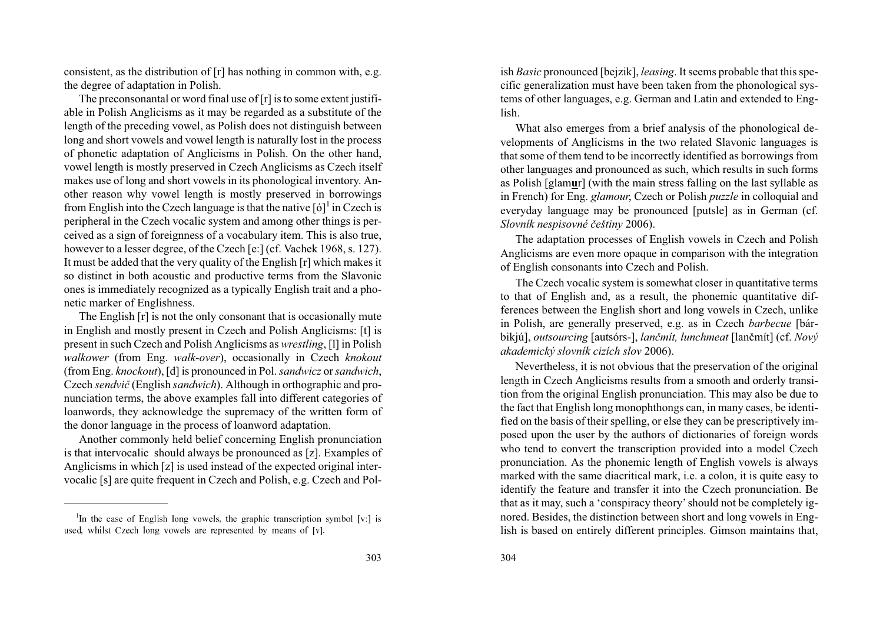consistent, as the distribution of [r] has nothing in common with, e.g. the degree of adaptation in Polish.

The preconsonantal or word final use of [r] is to some extent justifiable in Polish Anglicisms as it may be regarded as a substitute of the length of the preceding vowel, as Polish does not distinguish between long and short vowels and vowel length is naturally lost in the process of phonetic adaptation of Anglicisms in Polish. On the other hand, vowel length is mostly preserved in Czech Anglicisms as Czech itself makes use of long and short vowels in its phonological inventory. Another reason why vowel length is mostly preserved in borrowings from English into the Czech language is that the native [ó][1] in Czech is peripheral in the Czech vocalic system and among other things is perceived as a sign of foreignness of a vocabulary item. This is also true, however to a lesser degree, of the Czech [e:] (cf. Vachek 1968, s. 127). It must be added that the very quality of the English [r] which makes it so distinct in both acoustic and productive terms from the Slavonic ones is immediately recognized as a typically English trait and a phonetic marker of Englishness.

The English [r] is not the only consonant that is occasionally mute in English and mostly present in Czech and Polish Anglicisms: [t] is present in such Czech and Polish Anglicisms as *wrestling*, [l] in Polish *walkower* (from Eng. *walk-over*), occasionally in Czech *knokout* (from Eng. *knockout*), [d] is pronounced in Pol. *sandwicz* or *sandwich*, Czech *sendvič* (English *sandwich*). Although in orthographic and pronunciation terms, the above examples fall into different categories of loanwords, they acknowledge the supremacy of the written form of the donor language in the process of loanword adaptation.

Another commonly held belief concerning English pronunciation is that intervocalic should always be pronounced as [z]. Examples of Anglicisms in which [z] is used instead of the expected original intervocalic [s] are quite frequent in Czech and Polish, e.g. Czech and Polish *Basic* pronounced [bejzik], *leasing*. It seems probable that this specific generalization must have been taken from the phonological systems of other languages, e.g. German and Latin and extended to English.

What also emerges from a brief analysis of the phonological developments of Anglicisms in the two related Slavonic languages is that some of them tend to be incorrectly identified as borrowings from other languages and pronounced as such, which results in such forms as Polish [glam**u**r] (with the main stress falling on the last syllable as in French) for Eng. *glamour*, Czech or Polish *puzzle* in colloquial and everyday language may be pronounced [putsle] as in German (cf. *Slovník nespisovné češtiny* 2006).

The adaptation processes of English vowels in Czech and Polish Anglicisms are even more opaque in comparison with the integration of English consonants into Czech and Polish.

The Czech vocalic system is somewhat closer in quantitative terms to that of English and, as a result, the phonemic quantitative differences between the English short and long vowels in Czech, unlike in Polish, are generally preserved, e.g. as in Czech *barbecue* [bárbikjú], *outsourcing* [autsórs-], *lančmít, lunchmeat* [lančmít] (cf. *Nový akademický slovník cizích slov* 2006).

Nevertheless, it is not obvious that the preservation of the original length in Czech Anglicisms results from a smooth and orderly transition from the original English pronunciation. This may also be due to the fact that English long monophthongs can, in many cases, be identified on the basis of their spelling, or else they can be prescriptively imposed upon the user by the authors of dictionaries of foreign words who tend to convert the transcription provided into a model Czech pronunciation. As the phonemic length of English vowels is always marked with the same diacritical mark, i.e. a colon, it is quite easy to identify the feature and transfer it into the Czech pronunciation. Be that as it may, such a 'conspiracy theory' should not be completely ignored. Besides, the distinction between short and long vowels in English is based on entirely different principles. Gimson maintains that,

---

[1] In the case of English long vowels, the graphic transcription symbol [v:] is used, whilst Czech long vowels are represented by means of [v].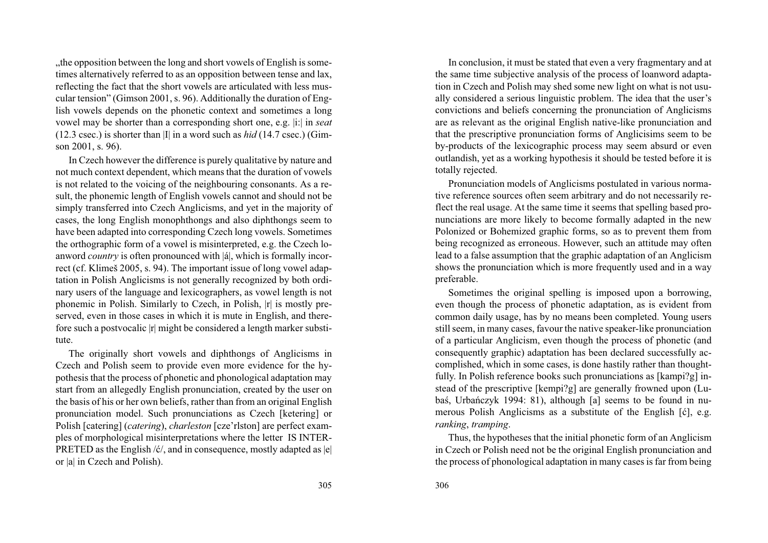„the opposition between the long and short vowels of English is sometimes alternatively referred to as an opposition between tense and lax, reflecting the fact that the short vowels are articulated with less muscular tension" (Gimson 2001, s. 96). Additionally the duration of English vowels depends on the phonetic context and sometimes a long vowel may be shorter than a corresponding short one, e.g. |i:| in *seat* (12.3 csec.) is shorter than |I| in a word such as *hid* (14.7 csec.) (Gimson 2001, s. 96).

In Czech however the difference is purely qualitative by nature and not much context dependent, which means that the duration of vowels is not related to the voicing of the neighbouring consonants. As a result, the phonemic length of English vowels cannot and should not be simply transferred into Czech Anglicisms, and yet in the majority of cases, the long English monophthongs and also diphthongs seem to have been adapted into corresponding Czech long vowels. Sometimes the orthographic form of a vowel is misinterpreted, e.g. the Czech loanword *country* is often pronounced with |á|, which is formally incorrect (cf. Klimeš 2005, s. 94). The important issue of long vowel adaptation in Polish Anglicisms is not generally recognized by both ordinary users of the language and lexicographers, as vowel length is not phonemic in Polish. Similarly to Czech, in Polish, |r| is mostly preserved, even in those cases in which it is mute in English, and therefore such a postvocalic |r| might be considered a length marker substitute.

The originally short vowels and diphthongs of Anglicisms in Czech and Polish seem to provide even more evidence for the hypothesis that the process of phonetic and phonological adaptation may start from an allegedly English pronunciation, created by the user on the basis of his or her own beliefs, rather than from an original English pronunciation model. Such pronunciations as Czech [ketering] or Polish [catering] (*catering*), *charleston* [cze'rlston] are perfect examples of morphological misinterpretations where the letter IS INTERPRETED as the English /ć/, and in consequence, mostly adapted as |e| or |a| in Czech and Polish).

In conclusion, it must be stated that even a very fragmentary and at the same time subjective analysis of the process of loanword adaptation in Czech and Polish may shed some new light on what is not usually considered a serious linguistic problem. The idea that the user's convictions and beliefs concerning the pronunciation of Anglicisms are as relevant as the original English native-like pronunciation and that the prescriptive pronunciation forms of Anglicisims seem to be by-products of the lexicographic process may seem absurd or even outlandish, yet as a working hypothesis it should be tested before it is totally rejected.

Pronunciation models of Anglicisms postulated in various normative reference sources often seem arbitrary and do not necessarily reflect the real usage. At the same time it seems that spelling based pronunciations are more likely to become formally adapted in the new Polonized or Bohemized graphic forms, so as to prevent them from being recognized as erroneous. However, such an attitude may often lead to a false assumption that the graphic adaptation of an Anglicism shows the pronunciation which is more frequently used and in a way preferable.

Sometimes the original spelling is imposed upon a borrowing, even though the process of phonetic adaptation, as is evident from common daily usage, has by no means been completed. Young users still seem, in many cases, favour the native speaker-like pronunciation of a particular Anglicism, even though the process of phonetic (and consequently graphic) adaptation has been declared successfully accomplished, which in some cases, is done hastily rather than thoughtfully. In Polish reference books such pronunciations as [kampi?g] instead of the prescriptive [kempi?g] are generally frowned upon (Lubaś, Urbańczyk 1994: 81), although [a] seems to be found in numerous Polish Anglicisms as a substitute of the English [ć], e.g. *ranking*, *tramping*.

Thus, the hypotheses that the initial phonetic form of an Anglicism in Czech or Polish need not be the original English pronunciation and the process of phonological adaptation in many cases is far from being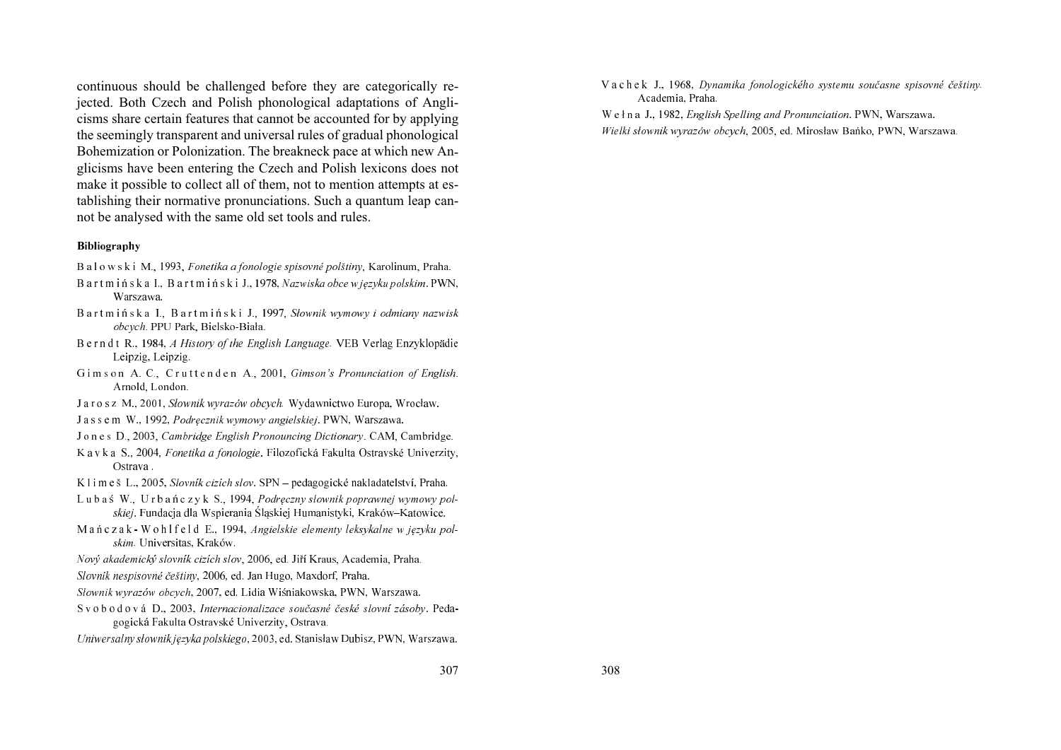continuous should be challenged before they are categorically rejected. Both Czech and Polish phonological adaptations of Anglicisms share certain features that cannot be accounted for by applying the seemingly transparent and universal rules of gradual phonological Bohemization or Polonization. The breakneck pace at which new Anglicisms have been entering the Czech and Polish lexicons does not make it possible to collect all of them, not to mention attempts at establishing their normative pronunciations. Such a quantum leap cannot be analysed with the same old set tools and rules.

**Bibliography**

Balowski M., 1993, *Fonetika a fonologie spisovné polštiny*, Karolinum, Praha.

Bartmińska I., Bartmiński J., 1978, *Nazwiska obce w języku polskim*. PWN, Warszawa.

Bartmińska I., Bartmiński J., 1997, *Słownik wymowy i odmiany nazwisk obcych*. PPU Park, Bielsko-Biała.

Berndt R., 1984, *A History of the English Language.* VEB Verlag Enzyklopädie Leipzig, Leipzig.

Gimson A. C., Cruttenden A., 2001, *Gimson's Pronunciation of English*. Arnold, London.

Jarosz M., 2001, *Słownik wyrazów obcych.* Wydawnictwo Europa, Wrocław.

Jassem W., 1992, *Podręcznik wymowy angielskiej*. PWN, Warszawa.

Jones D., 2003, *Cambridge English Pronouncing Dictionary*. CAM, Cambridge.

Kavka S., 2004, *Fonetika a fonologie*. Filozofická Fakulta Ostravské Univerzity, Ostrava .

Klimeš L., 2005, *Slovník cizích slov*. SPN – pedagogické nakladatelství, Praha.

Lubaś W., Urbańczyk S., 1994, *Podręczny słownik poprawnej wymowy polskiej*. Fundacja dla Wspierania Śląskiej Humanistyki, Kraków–Katowice.

Mańczak-Wohlfeld E., 1994, *Angielskie elementy leksykalne w języku polskim.* Universitas, Kraków.

*Nový akademický slovník cizích slov*, 2006, ed. Jiří Kraus, Academia, Praha.

*Slovník nespisovné češtiny*, 2006, ed. Jan Hugo, Maxdorf, Praha.

*Słownik wyrazów obcych*, 2007, ed. Lidia Wiśniakowska, PWN, Warszawa.

Svobodová D., 2003, *Internacionalizace současné české slovní zásoby*. Pedagogická Fakulta Ostravské Univerzity, Ostrava.

*Uniwersalny słownik języka polskiego*, 2003, ed. Stanisław Dubisz, PWN, Warszawa.

Vachek J., 1968, *Dynamika fonologického systemu současne spisovné češtiny.* Academia, Praha.

Wełna J., 1982, *English Spelling and Pronunciation*. PWN, Warszawa.

*Wielki słownik wyrazów obcych*, 2005, ed. Mirosław Bańko, PWN, Warszawa.